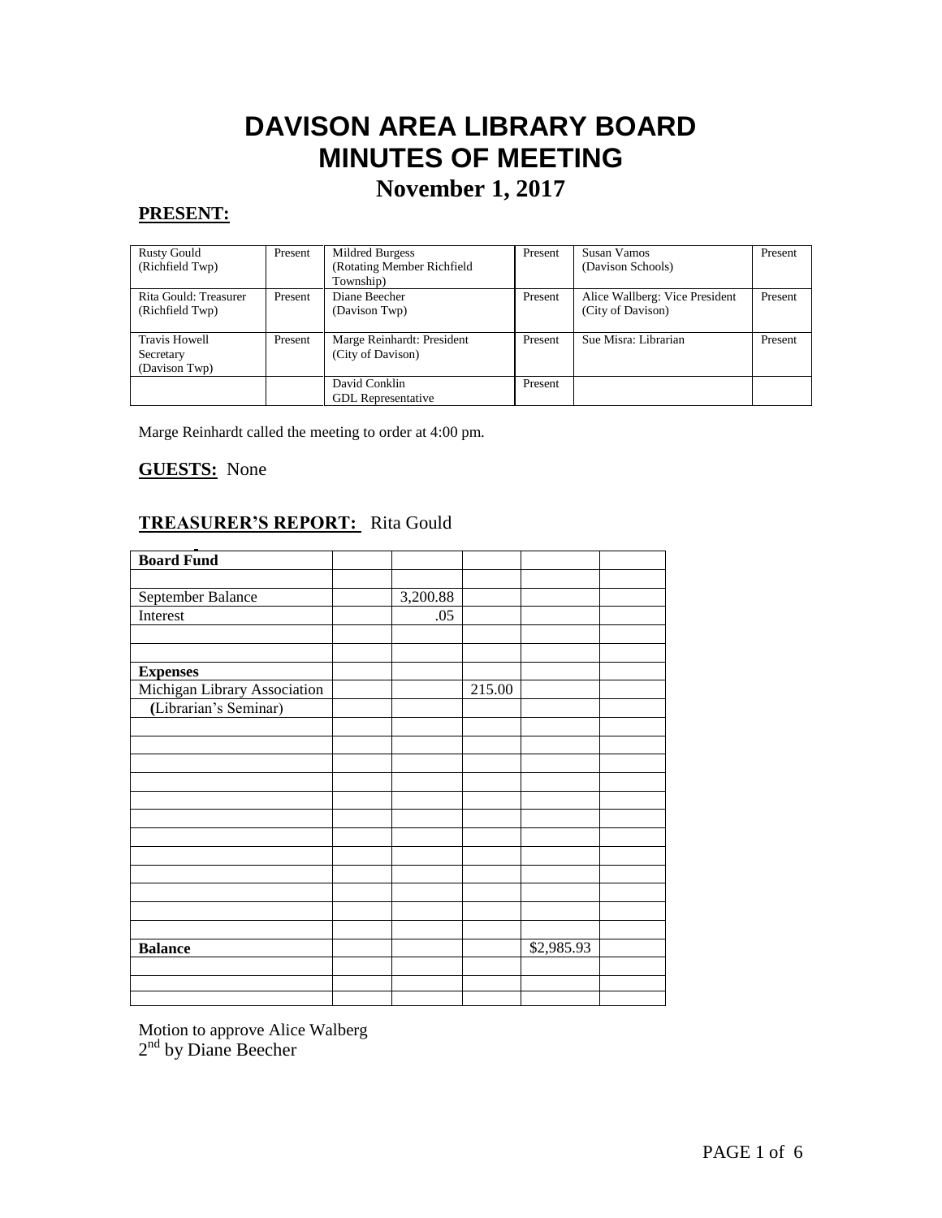# DAVISON AREA LIBRARY BOARD
# MINUTES OF MEETING
## November 1, 2017

**PRESENT:**

| | | | | | |
|---|---|---|---|---|---|
| Rusty Gould (Richfield Twp) | Present | Mildred Burgess (Rotating Member Richfield Township) | Present | Susan Vamos (Davison Schools) | Present |
| Rita Gould: Treasurer (Richfield Twp) | Present | Diane Beecher (Davison Twp) | Present | Alice Wallberg: Vice President (City of Davison) | Present |
| Travis Howell Secretary (Davison Twp) | Present | Marge Reinhardt: President (City of Davison) | Present | Sue Misra: Librarian | Present |
| | | David Conklin GDL Representative | Present | | |

Marge Reinhardt called the meeting to order at 4:00 pm.

**GUESTS:** None

**TREASURER'S REPORT:** Rita Gould

| **Board Fund** | | | | | |
|---|---|---|---|---|---|
| | | | | | |
| September Balance | | 3,200.88 | | | |
| Interest | | .05 | | | |
| | | | | | |
| | | | | | |
| **Expenses** | | | | | |
| Michigan Library Association | | | 215.00 | | |
| (Librarian's Seminar) | | | | | |
| **Balance** | | | | $2,985.93 | |

Motion to approve Alice Walberg
2nd by Diane Beecher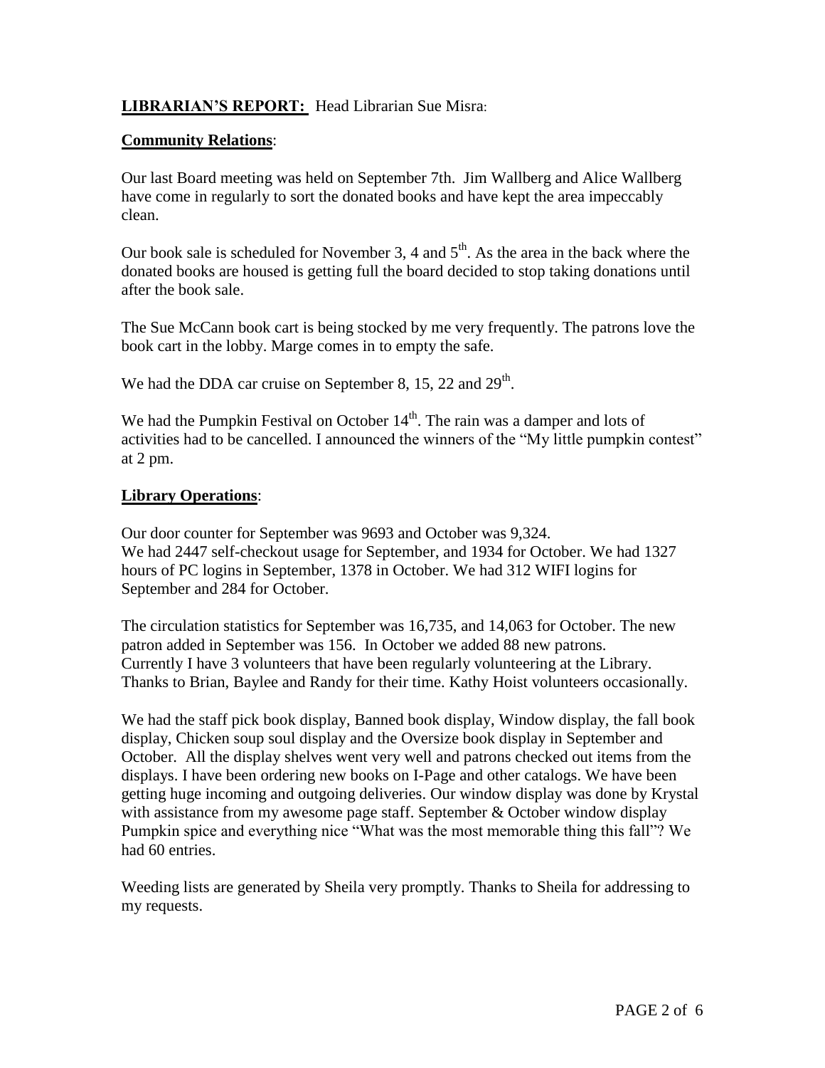**LIBRARIAN'S REPORT:** Head Librarian Sue Misra:

**Community Relations**:

Our last Board meeting was held on September 7th. Jim Wallberg and Alice Wallberg have come in regularly to sort the donated books and have kept the area impeccably clean.

Our book sale is scheduled for November 3, 4 and 5th. As the area in the back where the donated books are housed is getting full the board decided to stop taking donations until after the book sale.

The Sue McCann book cart is being stocked by me very frequently. The patrons love the book cart in the lobby. Marge comes in to empty the safe.

We had the DDA car cruise on September 8, 15, 22 and 29th.

We had the Pumpkin Festival on October 14th. The rain was a damper and lots of activities had to be cancelled. I announced the winners of the "My little pumpkin contest" at 2 pm.

**Library Operations**:

Our door counter for September was 9693 and October was 9,324.
We had 2447 self-checkout usage for September, and 1934 for October. We had 1327 hours of PC logins in September, 1378 in October. We had 312 WIFI logins for September and 284 for October.

The circulation statistics for September was 16,735, and 14,063 for October. The new patron added in September was 156. In October we added 88 new patrons.
Currently I have 3 volunteers that have been regularly volunteering at the Library. Thanks to Brian, Baylee and Randy for their time. Kathy Hoist volunteers occasionally.

We had the staff pick book display, Banned book display, Window display, the fall book display, Chicken soup soul display and the Oversize book display in September and October. All the display shelves went very well and patrons checked out items from the displays. I have been ordering new books on I-Page and other catalogs. We have been getting huge incoming and outgoing deliveries. Our window display was done by Krystal with assistance from my awesome page staff. September & October window display Pumpkin spice and everything nice "What was the most memorable thing this fall"? We had 60 entries.

Weeding lists are generated by Sheila very promptly. Thanks to Sheila for addressing to my requests.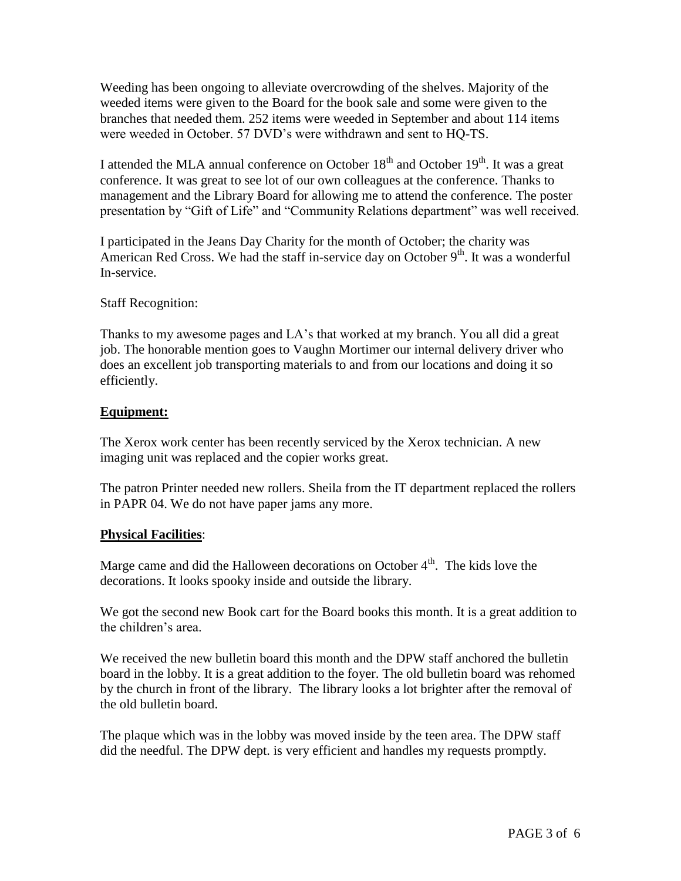Weeding has been ongoing to alleviate overcrowding of the shelves. Majority of the weeded items were given to the Board for the book sale and some were given to the branches that needed them. 252 items were weeded in September and about 114 items were weeded in October. 57 DVD's were withdrawn and sent to HQ-TS.

I attended the MLA annual conference on October 18th and October 19th. It was a great conference. It was great to see lot of our own colleagues at the conference. Thanks to management and the Library Board for allowing me to attend the conference. The poster presentation by "Gift of Life" and "Community Relations department" was well received.

I participated in the Jeans Day Charity for the month of October; the charity was American Red Cross. We had the staff in-service day on October 9th. It was a wonderful In-service.

Staff Recognition:

Thanks to my awesome pages and LA's that worked at my branch. You all did a great job. The honorable mention goes to Vaughn Mortimer our internal delivery driver who does an excellent job transporting materials to and from our locations and doing it so efficiently.

**Equipment:**

The Xerox work center has been recently serviced by the Xerox technician. A new imaging unit was replaced and the copier works great.

The patron Printer needed new rollers. Sheila from the IT department replaced the rollers in PAPR 04. We do not have paper jams any more.

**Physical Facilities**:

Marge came and did the Halloween decorations on October 4th. The kids love the decorations. It looks spooky inside and outside the library.

We got the second new Book cart for the Board books this month. It is a great addition to the children's area.

We received the new bulletin board this month and the DPW staff anchored the bulletin board in the lobby. It is a great addition to the foyer. The old bulletin board was rehomed by the church in front of the library. The library looks a lot brighter after the removal of the old bulletin board.

The plaque which was in the lobby was moved inside by the teen area. The DPW staff did the needful. The DPW dept. is very efficient and handles my requests promptly.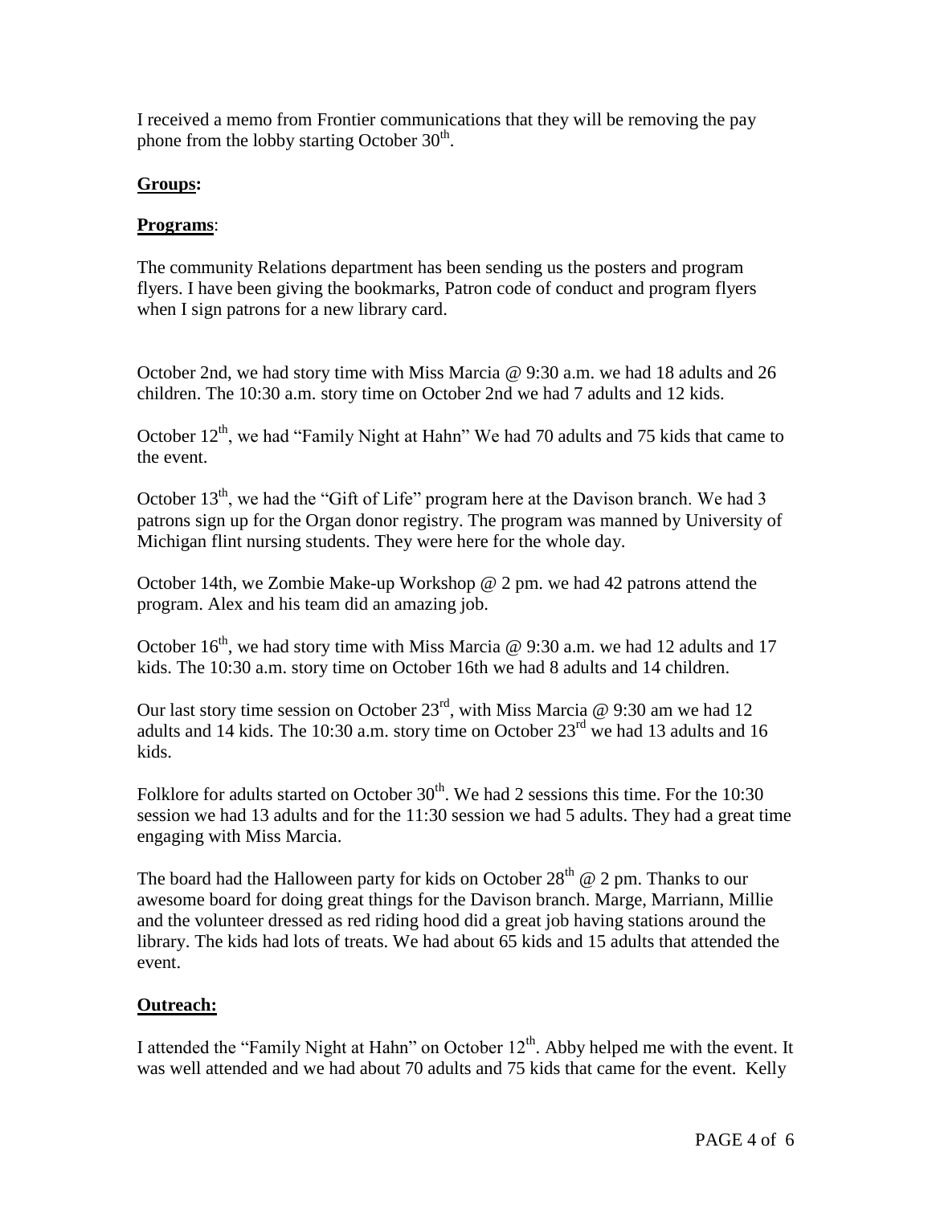I received a memo from Frontier communications that they will be removing the pay phone from the lobby starting October 30th.

**Groups:**

**Programs**:

The community Relations department has been sending us the posters and program flyers. I have been giving the bookmarks, Patron code of conduct and program flyers when I sign patrons for a new library card.

October 2nd, we had story time with Miss Marcia @ 9:30 a.m. we had 18 adults and 26 children. The 10:30 a.m. story time on October 2nd we had 7 adults and 12 kids.

October 12th, we had "Family Night at Hahn" We had 70 adults and 75 kids that came to the event.

October 13th, we had the "Gift of Life" program here at the Davison branch. We had 3 patrons sign up for the Organ donor registry. The program was manned by University of Michigan flint nursing students. They were here for the whole day.

October 14th, we Zombie Make-up Workshop @ 2 pm. we had 42 patrons attend the program. Alex and his team did an amazing job.

October 16th, we had story time with Miss Marcia @ 9:30 a.m. we had 12 adults and 17 kids. The 10:30 a.m. story time on October 16th we had 8 adults and 14 children.

Our last story time session on October 23rd, with Miss Marcia @ 9:30 am we had 12 adults and 14 kids. The 10:30 a.m. story time on October 23rd we had 13 adults and 16 kids.

Folklore for adults started on October 30th. We had 2 sessions this time. For the 10:30 session we had 13 adults and for the 11:30 session we had 5 adults. They had a great time engaging with Miss Marcia.

The board had the Halloween party for kids on October 28th @ 2 pm. Thanks to our awesome board for doing great things for the Davison branch. Marge, Marriann, Millie and the volunteer dressed as red riding hood did a great job having stations around the library. The kids had lots of treats. We had about 65 kids and 15 adults that attended the event.

**Outreach:**

I attended the "Family Night at Hahn" on October 12th. Abby helped me with the event. It was well attended and we had about 70 adults and 75 kids that came for the event. Kelly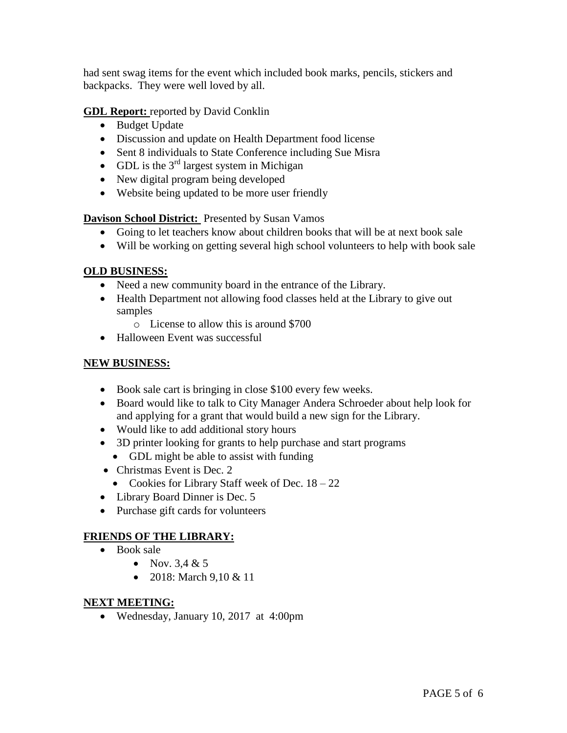had sent swag items for the event which included book marks, pencils, stickers and backpacks. They were well loved by all.

**GDL Report:** reported by David Conklin

- Budget Update
- Discussion and update on Health Department food license
- Sent 8 individuals to State Conference including Sue Misra
- GDL is the 3rd largest system in Michigan
- New digital program being developed
- Website being updated to be more user friendly

**Davison School District:** Presented by Susan Vamos

- Going to let teachers know about children books that will be at next book sale
- Will be working on getting several high school volunteers to help with book sale

**OLD BUSINESS:**

- Need a new community board in the entrance of the Library.
- Health Department not allowing food classes held at the Library to give out samples
  - License to allow this is around $700
- Halloween Event was successful

**NEW BUSINESS:**

- Book sale cart is bringing in close $100 every few weeks.
- Board would like to talk to City Manager Andera Schroeder about help look for and applying for a grant that would build a new sign for the Library.
- Would like to add additional story hours
- 3D printer looking for grants to help purchase and start programs
  - GDL might be able to assist with funding
- Christmas Event is Dec. 2
  - Cookies for Library Staff week of Dec. 18 – 22
- Library Board Dinner is Dec. 5
- Purchase gift cards for volunteers

**FRIENDS OF THE LIBRARY:**

- Book sale
  - Nov. 3,4 & 5
  - 2018: March 9,10 & 11

**NEXT MEETING:**

- Wednesday, January 10, 2017 at 4:00pm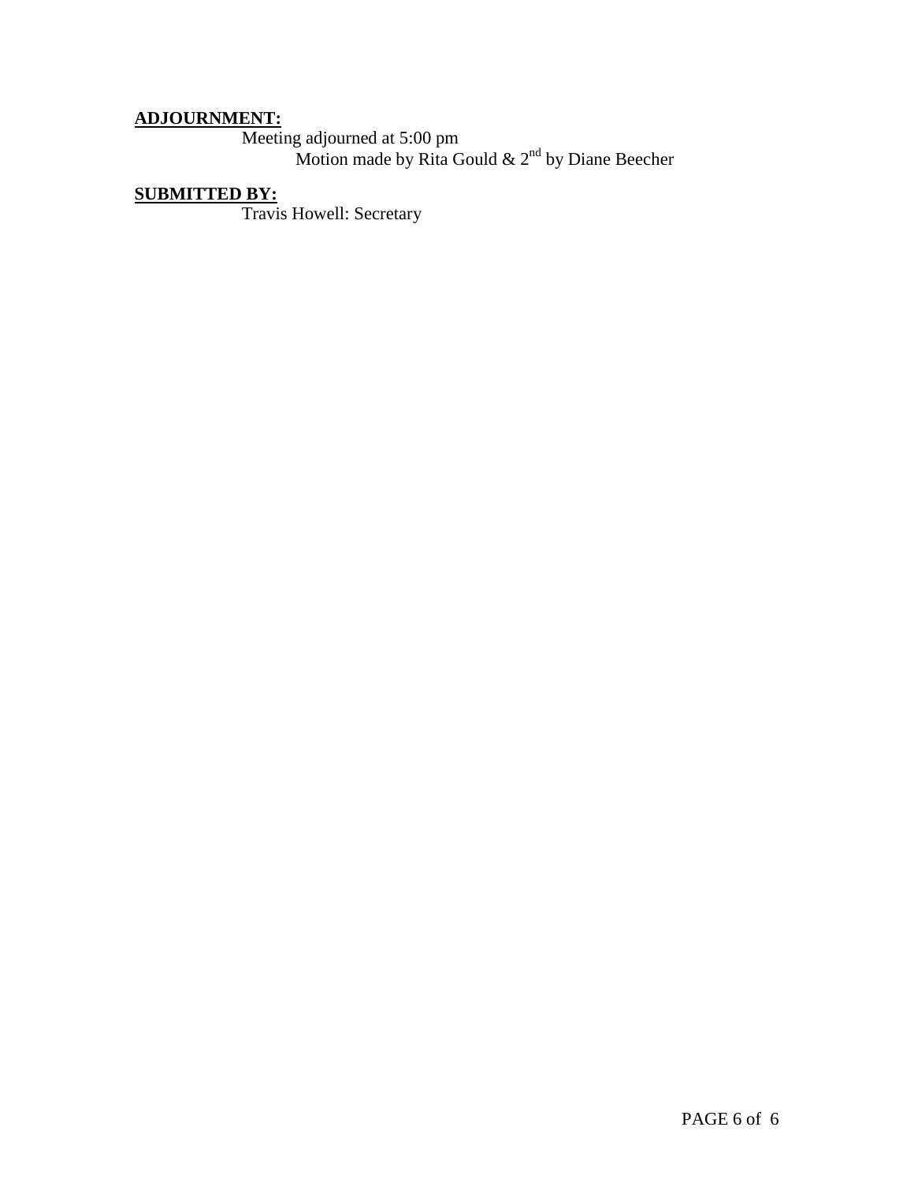**ADJOURNMENT:**

Meeting adjourned at 5:00 pm

Motion made by Rita Gould & 2nd by Diane Beecher

**SUBMITTED BY:**

Travis Howell: Secretary